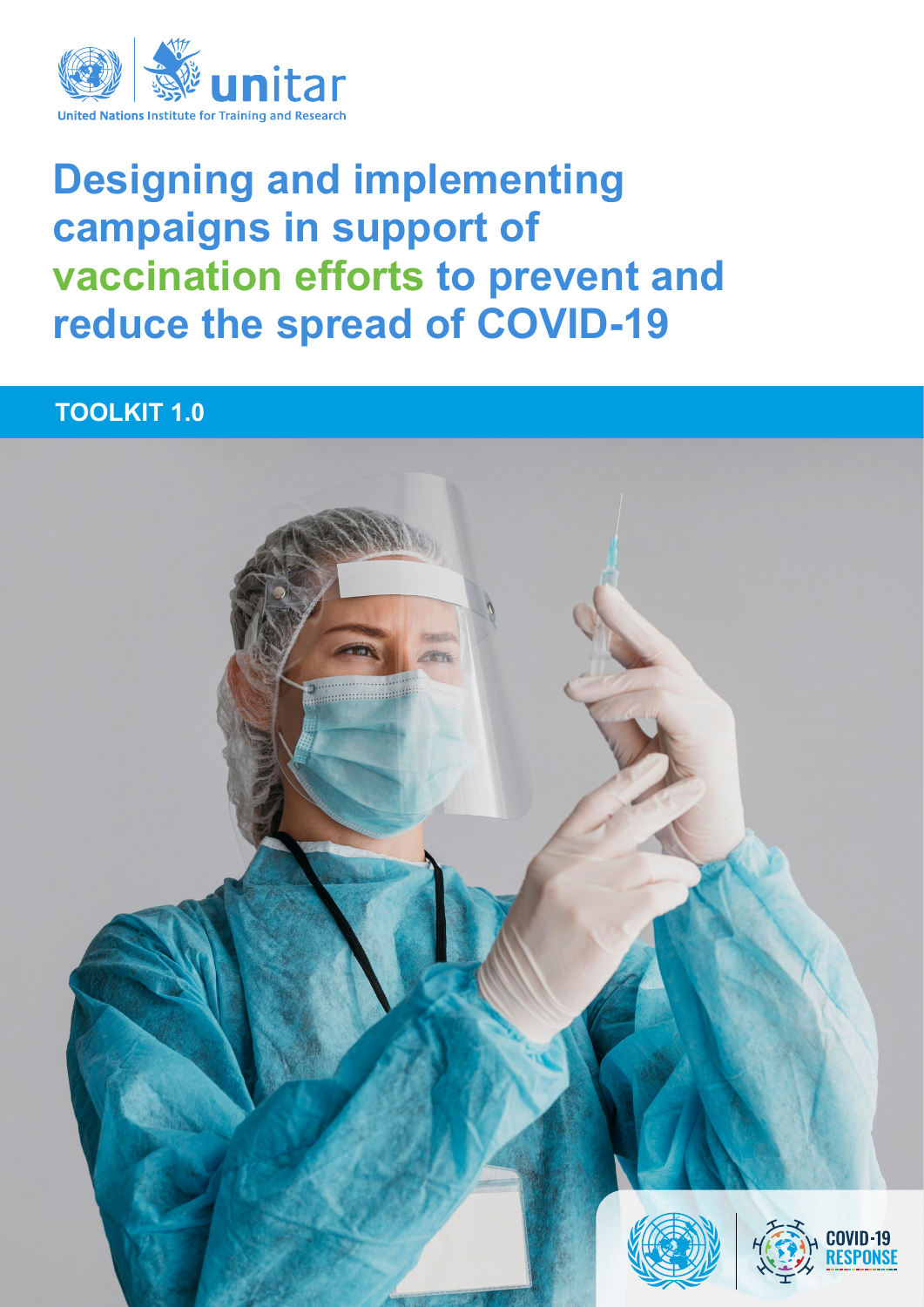United Nations Institute for Training and Research

# Designing and implementing campaigns in support of vaccination efforts to prevent and reduce the spread of COVID-19

## TOOLKIT 1.0

COVID-19 RESPONSE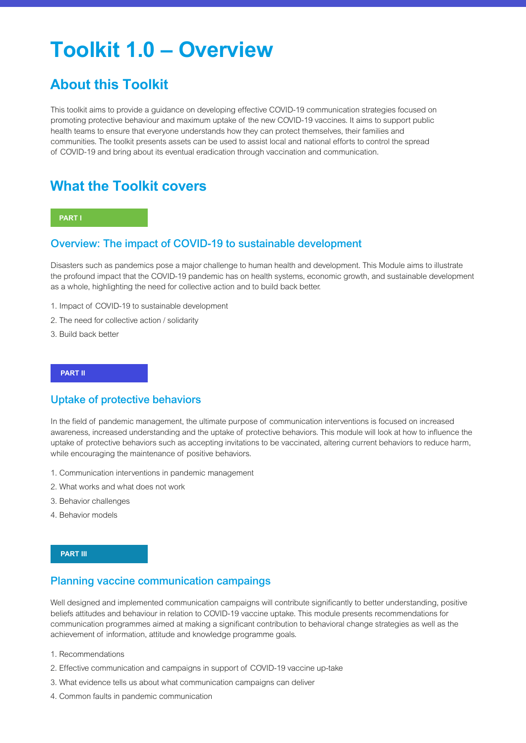# Toolkit 1.0 – Overview

## About this Toolkit

This toolkit aims to provide a guidance on developing effective COVID-19 communication strategies focused on promoting protective behaviour and maximum uptake of the new COVID-19 vaccines. It aims to support public health teams to ensure that everyone understands how they can protect themselves, their families and communities. The toolkit presents assets can be used to assist local and national efforts to control the spread of COVID-19 and bring about its eventual eradication through vaccination and communication.

## What the Toolkit covers

**PART I**

### Overview: The impact of COVID-19 to sustainable development

Disasters such as pandemics pose a major challenge to human health and development. This Module aims to illustrate the profound impact that the COVID-19 pandemic has on health systems, economic growth, and sustainable development as a whole, highlighting the need for collective action and to build back better.

1. Impact of COVID-19 to sustainable development
2. The need for collective action / solidarity
3. Build back better

**PART II**

### Uptake of protective behaviors

In the field of pandemic management, the ultimate purpose of communication interventions is focused on increased awareness, increased understanding and the uptake of protective behaviors. This module will look at how to influence the uptake of protective behaviors such as accepting invitations to be vaccinated, altering current behaviors to reduce harm, while encouraging the maintenance of positive behaviors.

1. Communication interventions in pandemic management
2. What works and what does not work
3. Behavior challenges
4. Behavior models

**PART III**

### Planning vaccine communication campaings

Well designed and implemented communication campaigns will contribute significantly to better understanding, positive beliefs attitudes and behaviour in relation to COVID-19 vaccine uptake. This module presents recommendations for communication programmes aimed at making a significant contribution to behavioral change strategies as well as the achievement of information, attitude and knowledge programme goals.

1. Recommendations
2. Effective communication and campaigns in support of COVID-19 vaccine up-take
3. What evidence tells us about what communication campaigns can deliver
4. Common faults in pandemic communication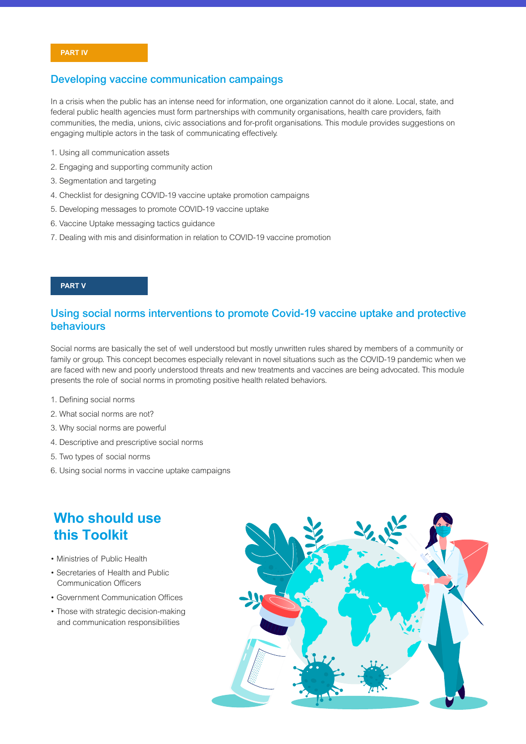PART IV

## Developing vaccine communication campaings

In a crisis when the public has an intense need for information, one organization cannot do it alone. Local, state, and federal public health agencies must form partnerships with community organisations, health care providers, faith communities, the media, unions, civic associations and for-profit organisations. This module provides suggestions on engaging multiple actors in the task of communicating effectively.

1. Using all communication assets
2. Engaging and supporting community action
3. Segmentation and targeting
4. Checklist for designing COVID-19 vaccine uptake promotion campaigns
5. Developing messages to promote COVID-19 vaccine uptake
6. Vaccine Uptake messaging tactics guidance
7. Dealing with mis and disinformation in relation to COVID-19 vaccine promotion

PART V

## Using social norms interventions to promote Covid-19 vaccine uptake and protective behaviours

Social norms are basically the set of well understood but mostly unwritten rules shared by members of a community or family or group. This concept becomes especially relevant in novel situations such as the COVID-19 pandemic when we are faced with new and poorly understood threats and new treatments and vaccines are being advocated. This module presents the role of social norms in promoting positive health related behaviors.

1. Defining social norms
2. What social norms are not?
3. Why social norms are powerful
4. Descriptive and prescriptive social norms
5. Two types of social norms
6. Using social norms in vaccine uptake campaigns

## Who should use this Toolkit

- Ministries of Public Health
- Secretaries of Health and Public Communication Officers
- Government Communication Offices
- Those with strategic decision-making and communication responsibilities